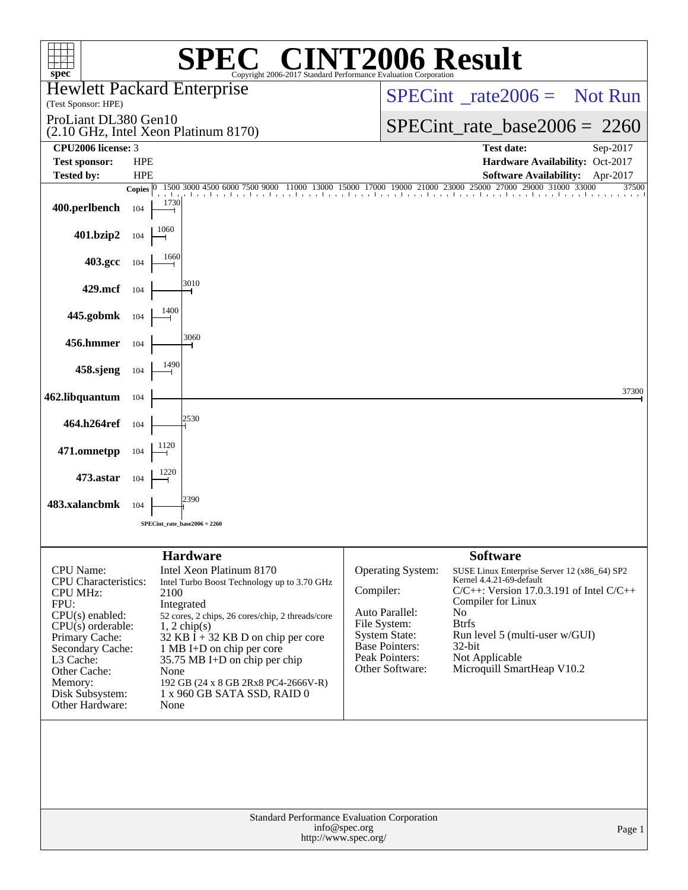# SPEC® CINT2006 Result

Copyright 2006-2017 Standard Performance Evaluation Corporation

**Hewlett Packard Enterprise**
(Test Sponsor: HPE)

ProLiant DL380 Gen10
(2.10 GHz, Intel Xeon Platinum 8170)

SPECint_rate2006 = Not Run

SPECint_rate_base2006 = 2260

| | | | |
|---|---|---|---|
| **CPU2006 license:** 3 | | **Test date:** | Sep-2017 |
| **Test sponsor:** | HPE | **Hardware Availability:** | Oct-2017 |
| **Tested by:** | HPE | **Software Availability:** | Apr-2017 |

| Benchmark | Copies | Base Ratio |
|---|---|---|
| 400.perlbench | 104 | 1730 |
| 401.bzip2 | 104 | 1060 |
| 403.gcc | 104 | 1660 |
| 429.mcf | 104 | 3010 |
| 445.gobmk | 104 | 1400 |
| 456.hmmer | 104 | 3060 |
| 458.sjeng | 104 | 1490 |
| 462.libquantum | 104 | 37300 |
| 464.h264ref | 104 | 2530 |
| 471.omnetpp | 104 | 1120 |
| 473.astar | 104 | 1220 |
| 483.xalancbmk | 104 | 2390 |

SPECint_rate_base2006 = 2260

## Hardware

| | |
|---|---|
| CPU Name: | Intel Xeon Platinum 8170 |
| CPU Characteristics: | Intel Turbo Boost Technology up to 3.70 GHz |
| CPU MHz: | 2100 |
| FPU: | Integrated |
| CPU(s) enabled: | 52 cores, 2 chips, 26 cores/chip, 2 threads/core |
| CPU(s) orderable: | 1, 2 chip(s) |
| Primary Cache: | 32 KB I + 32 KB D on chip per core |
| Secondary Cache: | 1 MB I+D on chip per core |
| L3 Cache: | 35.75 MB I+D on chip per chip |
| Other Cache: | None |
| Memory: | 192 GB (24 x 8 GB 2Rx8 PC4-2666V-R) |
| Disk Subsystem: | 1 x 960 GB SATA SSD, RAID 0 |
| Other Hardware: | None |

## Software

| | |
|---|---|
| Operating System: | SUSE Linux Enterprise Server 12 (x86_64) SP2 Kernel 4.4.21-69-default |
| Compiler: | C/C++: Version 17.0.3.191 of Intel C/C++ Compiler for Linux |
| Auto Parallel: | No |
| File System: | Btrfs |
| System State: | Run level 5 (multi-user w/GUI) |
| Base Pointers: | 32-bit |
| Peak Pointers: | Not Applicable |
| Other Software: | Microquill SmartHeap V10.2 |

Standard Performance Evaluation Corporation
info@spec.org
http://www.spec.org/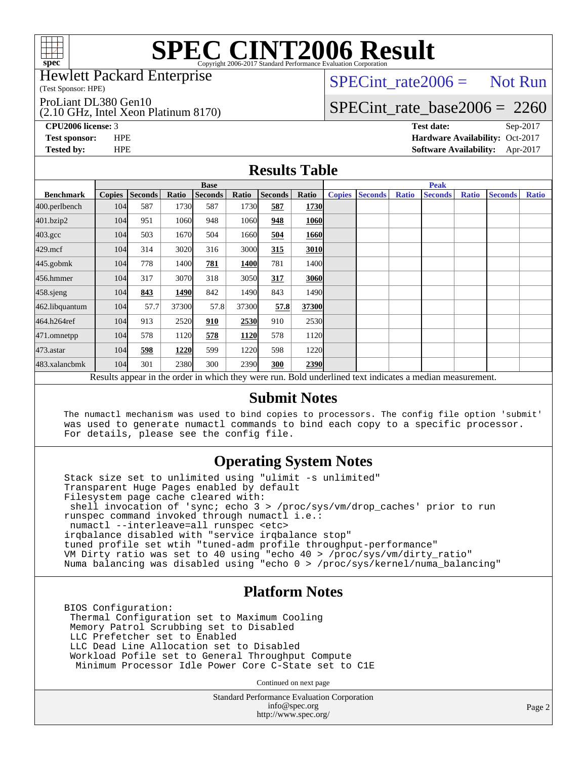# SPEC CINT2006 Result

Copyright 2006-2017 Standard Performance Evaluation Corporation

Hewlett Packard Enterprise
(Test Sponsor: HPE)

ProLiant DL380 Gen10
(2.10 GHz, Intel Xeon Platinum 8170)

SPECint_rate2006 = Not Run

SPECint_rate_base2006 = 2260

**CPU2006 license:** 3
**Test sponsor:** HPE
**Tested by:** HPE

**Test date:** Sep-2017
**Hardware Availability:** Oct-2017
**Software Availability:** Apr-2017

## Results Table

| | Base | | | | | | | Peak | | | | | | |
|---|---|---|---|---|---|---|---|---|---|---|---|---|---|---|
| **Benchmark** | **Copies** | **Seconds** | **Ratio** | **Seconds** | **Ratio** | **Seconds** | **Ratio** | **Copies** | **Seconds** | **Ratio** | **Seconds** | **Ratio** | **Seconds** | **Ratio** |
| 400.perlbench | 104 | 587 | 1730 | 587 | 1730 | **587** | **1730** | | | | | | | |
| 401.bzip2 | 104 | 951 | 1060 | 948 | 1060 | **948** | **1060** | | | | | | | |
| 403.gcc | 104 | 503 | 1670 | 504 | 1660 | **504** | **1660** | | | | | | | |
| 429.mcf | 104 | 314 | 3020 | 316 | 3000 | **315** | **3010** | | | | | | | |
| 445.gobmk | 104 | 778 | 1400 | **781** | **1400** | 781 | 1400 | | | | | | | |
| 456.hmmer | 104 | 317 | 3070 | 318 | 3050 | **317** | **3060** | | | | | | | |
| 458.sjeng | 104 | **843** | **1490** | 842 | 1490 | 843 | 1490 | | | | | | | |
| 462.libquantum | 104 | 57.7 | 37300 | 57.8 | 37300 | **57.8** | **37300** | | | | | | | |
| 464.h264ref | 104 | 913 | 2520 | **910** | **2530** | 910 | 2530 | | | | | | | |
| 471.omnetpp | 104 | 578 | 1120 | **578** | **1120** | 578 | 1120 | | | | | | | |
| 473.astar | 104 | **598** | **1220** | 599 | 1220 | 598 | 1220 | | | | | | | |
| 483.xalancbmk | 104 | 301 | 2380 | 300 | 2390 | **300** | **2390** | | | | | | | |

Results appear in the order in which they were run. Bold underlined text indicates a median measurement.

## Submit Notes

```
The numactl mechanism was used to bind copies to processors. The config file option 'submit'
was used to generate numactl commands to bind each copy to a specific processor.
For details, please see the config file.
```

## Operating System Notes

```
Stack size set to unlimited using "ulimit -s unlimited"
Transparent Huge Pages enabled by default
Filesystem page cache cleared with:
 shell invocation of 'sync; echo 3 > /proc/sys/vm/drop_caches' prior to run
runspec command invoked through numactl i.e.:
 numactl --interleave=all runspec <etc>
irqbalance disabled with "service irqbalance stop"
tuned profile set wtih "tuned-adm profile throughput-performance"
VM Dirty ratio was set to 40 using "echo 40 > /proc/sys/vm/dirty_ratio"
Numa balancing was disabled using "echo 0 > /proc/sys/kernel/numa_balancing"
```

## Platform Notes

```
BIOS Configuration:
 Thermal Configuration set to Maximum Cooling
 Memory Patrol Scrubbing set to Disabled
 LLC Prefetcher set to Enabled
 LLC Dead Line Allocation set to Disabled
 Workload Pofile set to General Throughput Compute
  Minimum Processor Idle Power Core C-State set to C1E
```

Continued on next page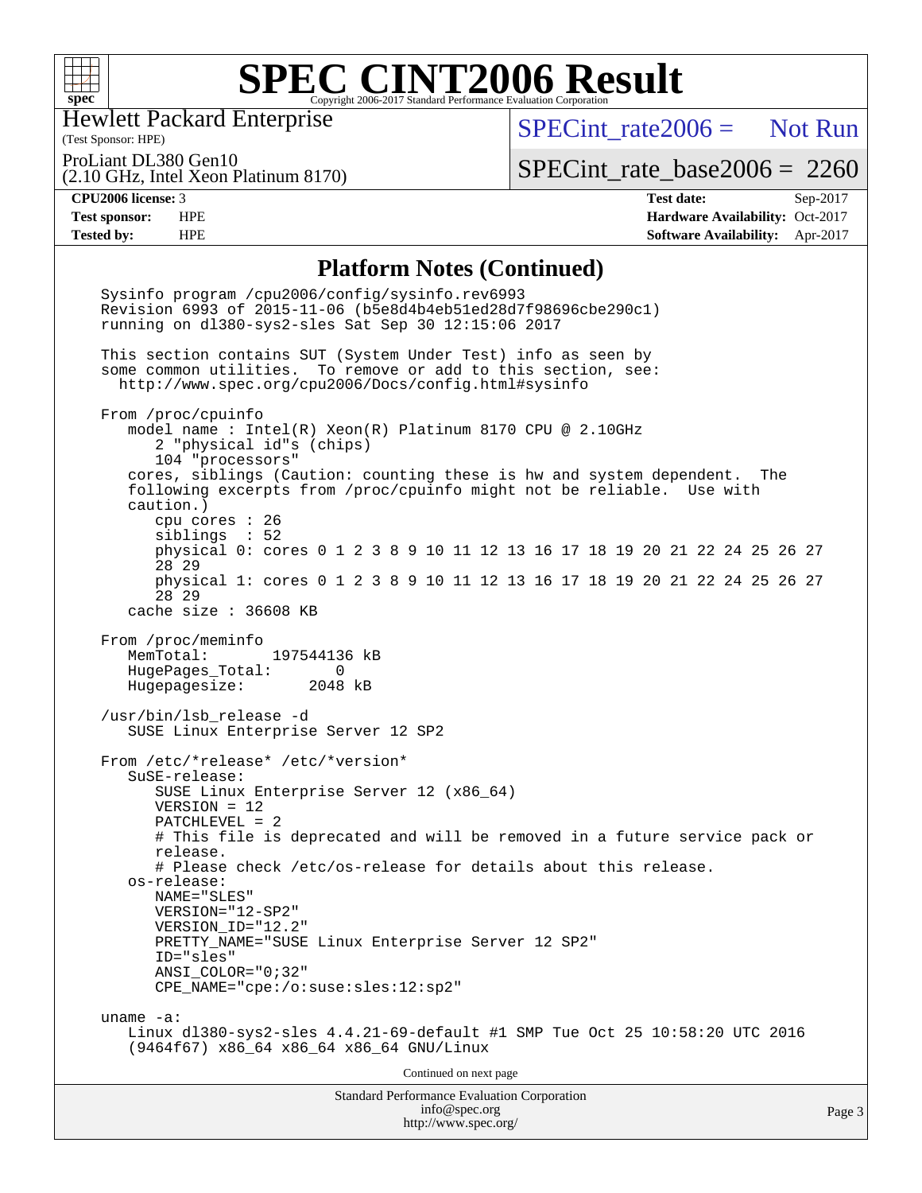# SPEC CINT2006 Result

Hewlett Packard Enterprise
(Test Sponsor: HPE)

ProLiant DL380 Gen10
(2.10 GHz, Intel Xeon Platinum 8170)

SPECint_rate2006 = Not Run

SPECint_rate_base2006 = 2260

**CPU2006 license:** 3
**Test sponsor:** HPE
**Tested by:** HPE

**Test date:** Sep-2017
**Hardware Availability:** Oct-2017
**Software Availability:** Apr-2017

## Platform Notes (Continued)

```
Sysinfo program /cpu2006/config/sysinfo.rev6993
Revision 6993 of 2015-11-06 (b5e8d4b4eb51ed28d7f98696cbe290c1)
running on dl380-sys2-sles Sat Sep 30 12:15:06 2017

This section contains SUT (System Under Test) info as seen by
some common utilities.  To remove or add to this section, see:
  http://www.spec.org/cpu2006/Docs/config.html#sysinfo

From /proc/cpuinfo
   model name : Intel(R) Xeon(R) Platinum 8170 CPU @ 2.10GHz
      2 "physical id"s (chips)
      104 "processors"
   cores, siblings (Caution: counting these is hw and system dependent.  The
   following excerpts from /proc/cpuinfo might not be reliable.  Use with
   caution.)
      cpu cores : 26
      siblings  : 52
      physical 0: cores 0 1 2 3 8 9 10 11 12 13 16 17 18 19 20 21 22 24 25 26 27
      28 29
      physical 1: cores 0 1 2 3 8 9 10 11 12 13 16 17 18 19 20 21 22 24 25 26 27
      28 29
   cache size : 36608 KB

From /proc/meminfo
   MemTotal:       197544136 kB
   HugePages_Total:       0
   Hugepagesize:       2048 kB

/usr/bin/lsb_release -d
   SUSE Linux Enterprise Server 12 SP2

From /etc/*release* /etc/*version*
   SuSE-release:
      SUSE Linux Enterprise Server 12 (x86_64)
      VERSION = 12
      PATCHLEVEL = 2
      # This file is deprecated and will be removed in a future service pack or
      release.
      # Please check /etc/os-release for details about this release.
   os-release:
      NAME="SLES"
      VERSION="12-SP2"
      VERSION_ID="12.2"
      PRETTY_NAME="SUSE Linux Enterprise Server 12 SP2"
      ID="sles"
      ANSI_COLOR="0;32"
      CPE_NAME="cpe:/o:suse:sles:12:sp2"

uname -a:
   Linux dl380-sys2-sles 4.4.21-69-default #1 SMP Tue Oct 25 10:58:20 UTC 2016
   (9464f67) x86_64 x86_64 x86_64 GNU/Linux
```

Continued on next page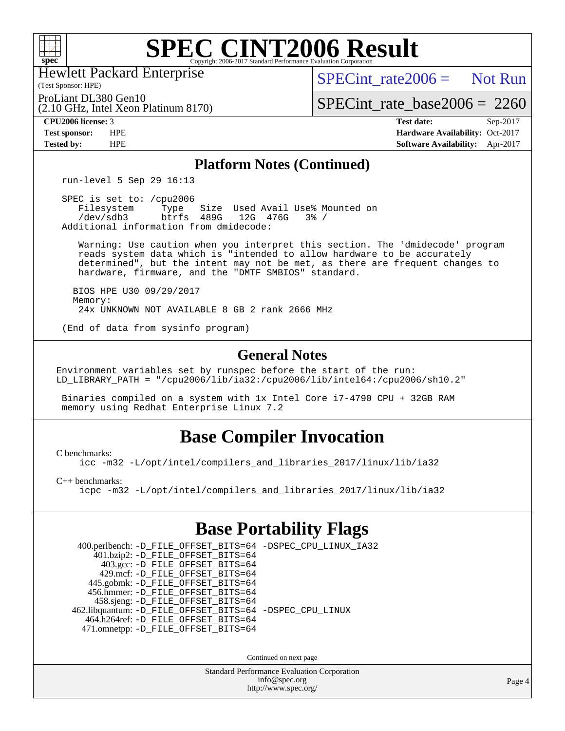# SPEC CINT2006 Result

Hewlett Packard Enterprise
(Test Sponsor: HPE)

ProLiant DL380 Gen10
(2.10 GHz, Intel Xeon Platinum 8170)

SPECint_rate2006 = Not Run

SPECint_rate_base2006 = 2260

| | | | |
|---|---|---|---|
| **CPU2006 license:** 3 | | **Test date:** | Sep-2017 |
| **Test sponsor:** | HPE | **Hardware Availability:** | Oct-2017 |
| **Tested by:** | HPE | **Software Availability:** | Apr-2017 |

## Platform Notes (Continued)

```
run-level 5 Sep 29 16:13

SPEC is set to: /cpu2006
   Filesystem     Type   Size  Used Avail Use% Mounted on
   /dev/sdb3      btrfs  489G   12G  476G   3% /
Additional information from dmidecode:

   Warning: Use caution when you interpret this section. The 'dmidecode' program
   reads system data which is "intended to allow hardware to be accurately
   determined", but the intent may not be met, as there are frequent changes to
   hardware, firmware, and the "DMTF SMBIOS" standard.

  BIOS HPE U30 09/29/2017
  Memory:
   24x UNKNOWN NOT AVAILABLE 8 GB 2 rank 2666 MHz

(End of data from sysinfo program)
```

## General Notes

```
Environment variables set by runspec before the start of the run:
LD_LIBRARY_PATH = "/cpu2006/lib/ia32:/cpu2006/lib/intel64:/cpu2006/sh10.2"

 Binaries compiled on a system with 1x Intel Core i7-4790 CPU + 32GB RAM
 memory using Redhat Enterprise Linux 7.2
```

## Base Compiler Invocation

C benchmarks:
```
icc -m32 -L/opt/intel/compilers_and_libraries_2017/linux/lib/ia32
```

C++ benchmarks:
```
icpc -m32 -L/opt/intel/compilers_and_libraries_2017/linux/lib/ia32
```

## Base Portability Flags

```
   400.perlbench: -D_FILE_OFFSET_BITS=64 -DSPEC_CPU_LINUX_IA32
      401.bzip2: -D_FILE_OFFSET_BITS=64
        403.gcc: -D_FILE_OFFSET_BITS=64
        429.mcf: -D_FILE_OFFSET_BITS=64
      445.gobmk: -D_FILE_OFFSET_BITS=64
      456.hmmer: -D_FILE_OFFSET_BITS=64
      458.sjeng: -D_FILE_OFFSET_BITS=64
 462.libquantum: -D_FILE_OFFSET_BITS=64 -DSPEC_CPU_LINUX
    464.h264ref: -D_FILE_OFFSET_BITS=64
    471.omnetpp: -D_FILE_OFFSET_BITS=64
```

Continued on next page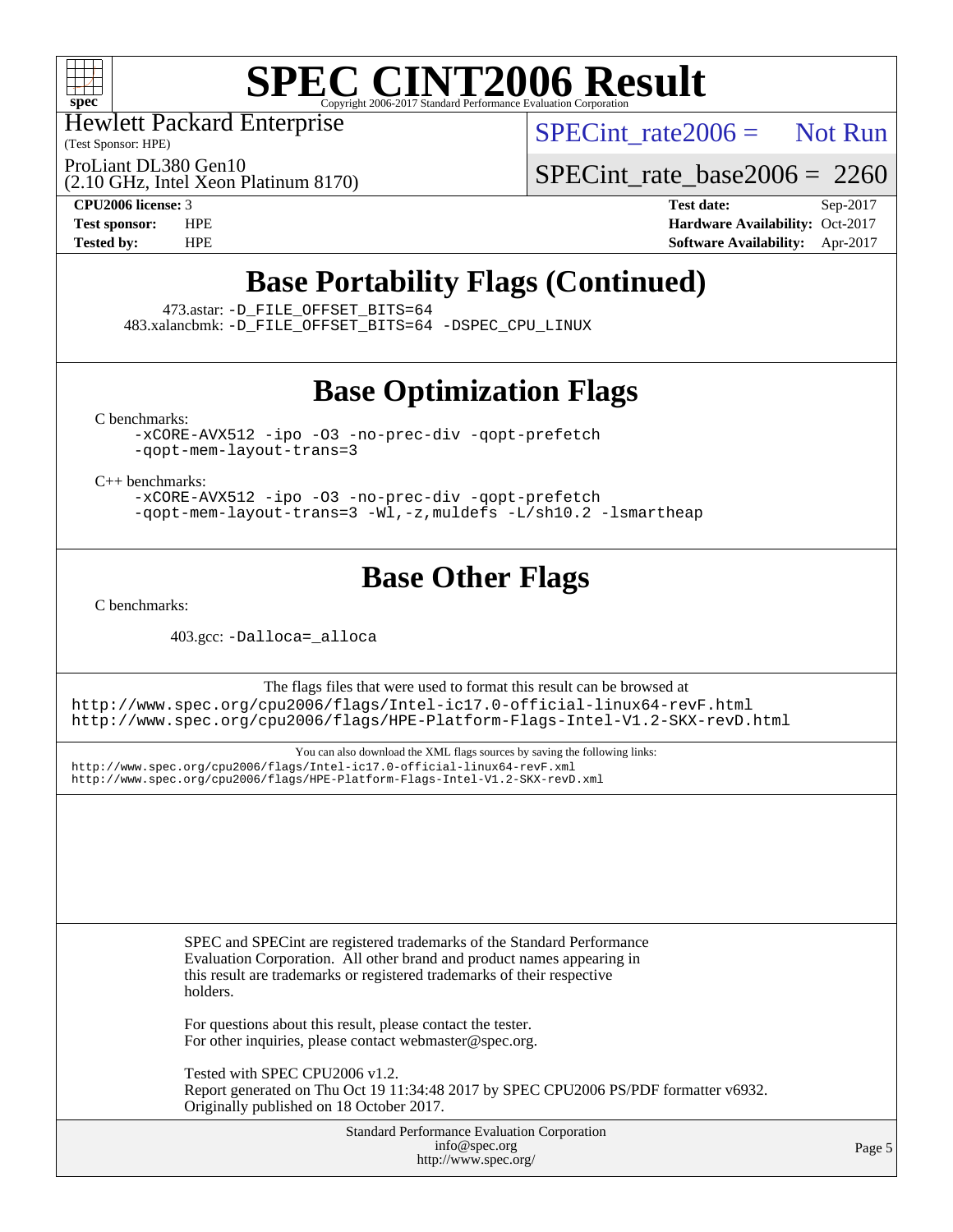# SPEC CINT2006 Result

Hewlett Packard Enterprise
(Test Sponsor: HPE)

ProLiant DL380 Gen10
(2.10 GHz, Intel Xeon Platinum 8170)

SPECint_rate2006 = Not Run

SPECint_rate_base2006 = 2260

| | | | |
|---|---|---|---|
| **CPU2006 license:** | 3 | **Test date:** | Sep-2017 |
| **Test sponsor:** | HPE | **Hardware Availability:** | Oct-2017 |
| **Tested by:** | HPE | **Software Availability:** | Apr-2017 |

## Base Portability Flags (Continued)

473.astar: -D_FILE_OFFSET_BITS=64
483.xalancbmk: -D_FILE_OFFSET_BITS=64 -DSPEC_CPU_LINUX

## Base Optimization Flags

C benchmarks:
-xCORE-AVX512 -ipo -O3 -no-prec-div -qopt-prefetch -qopt-mem-layout-trans=3

C++ benchmarks:
-xCORE-AVX512 -ipo -O3 -no-prec-div -qopt-prefetch -qopt-mem-layout-trans=3 -Wl,-z,muldefs -L/sh10.2 -lsmartheap

## Base Other Flags

C benchmarks:

403.gcc: -Dalloca=_alloca

The flags files that were used to format this result can be browsed at
http://www.spec.org/cpu2006/flags/Intel-ic17.0-official-linux64-revF.html
http://www.spec.org/cpu2006/flags/HPE-Platform-Flags-Intel-V1.2-SKX-revD.html

You can also download the XML flags sources by saving the following links:
http://www.spec.org/cpu2006/flags/Intel-ic17.0-official-linux64-revF.xml
http://www.spec.org/cpu2006/flags/HPE-Platform-Flags-Intel-V1.2-SKX-revD.xml

SPEC and SPECint are registered trademarks of the Standard Performance Evaluation Corporation. All other brand and product names appearing in this result are trademarks or registered trademarks of their respective holders.

For questions about this result, please contact the tester.
For other inquiries, please contact webmaster@spec.org.

Tested with SPEC CPU2006 v1.2.
Report generated on Thu Oct 19 11:34:48 2017 by SPEC CPU2006 PS/PDF formatter v6932.
Originally published on 18 October 2017.